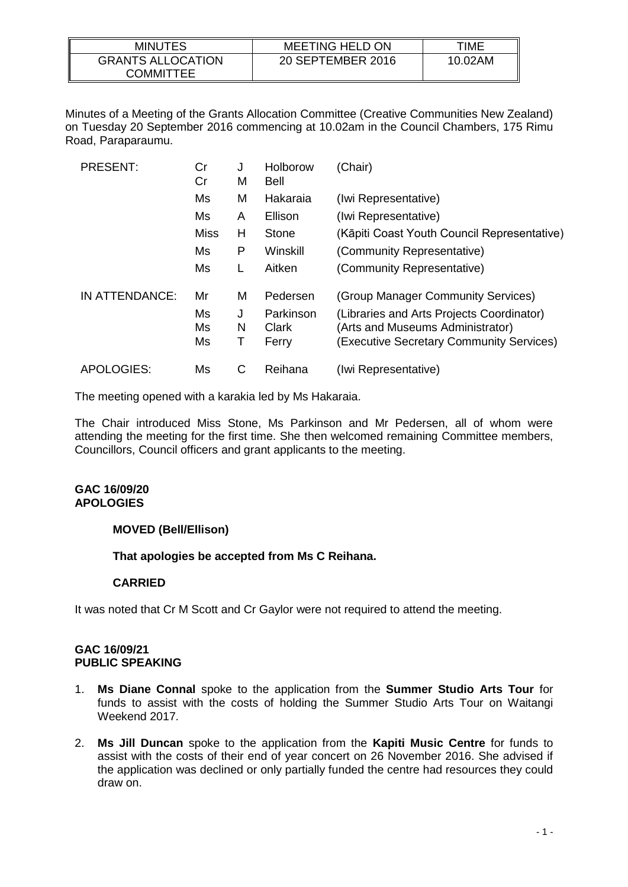| MINUTES | MEETING HELD ON | TIME |
|---|---|---|
| GRANTS ALLOCATION COMMITTEE | 20 SEPTEMBER 2016 | 10.02AM |

Minutes of a Meeting of the Grants Allocation Committee (Creative Communities New Zealand) on Tuesday 20 September 2016 commencing at 10.02am in the Council Chambers, 175 Rimu Road, Paraparaumu.

| | | | | |
|---|---|---|---|---|
| PRESENT: | Cr | J | Holborow | (Chair) |
| | Cr | M | Bell | |
| | Ms | M | Hakaraia | (Iwi Representative) |
| | Ms | A | Ellison | (Iwi Representative) |
| | Miss | H | Stone | (Kāpiti Coast Youth Council Representative) |
| | Ms | P | Winskill | (Community Representative) |
| | Ms | L | Aitken | (Community Representative) |
| IN ATTENDANCE: | Mr | M | Pedersen | (Group Manager Community Services) |
| | Ms | J | Parkinson | (Libraries and Arts Projects Coordinator) |
| | Ms | N | Clark | (Arts and Museums Administrator) |
| | Ms | T | Ferry | (Executive Secretary Community Services) |
| APOLOGIES: | Ms | C | Reihana | (Iwi Representative) |

The meeting opened with a karakia led by Ms Hakaraia.

The Chair introduced Miss Stone, Ms Parkinson and Mr Pedersen, all of whom were attending the meeting for the first time. She then welcomed remaining Committee members, Councillors, Council officers and grant applicants to the meeting.

**GAC 16/09/20**
**APOLOGIES**

**MOVED (Bell/Ellison)**

**That apologies be accepted from Ms C Reihana.**

**CARRIED**

It was noted that Cr M Scott and Cr Gaylor were not required to attend the meeting.

**GAC 16/09/21**
**PUBLIC SPEAKING**

1. **Ms Diane Connal** spoke to the application from the **Summer Studio Arts Tour** for funds to assist with the costs of holding the Summer Studio Arts Tour on Waitangi Weekend 2017.

2. **Ms Jill Duncan** spoke to the application from the **Kapiti Music Centre** for funds to assist with the costs of their end of year concert on 26 November 2016. She advised if the application was declined or only partially funded the centre had resources they could draw on.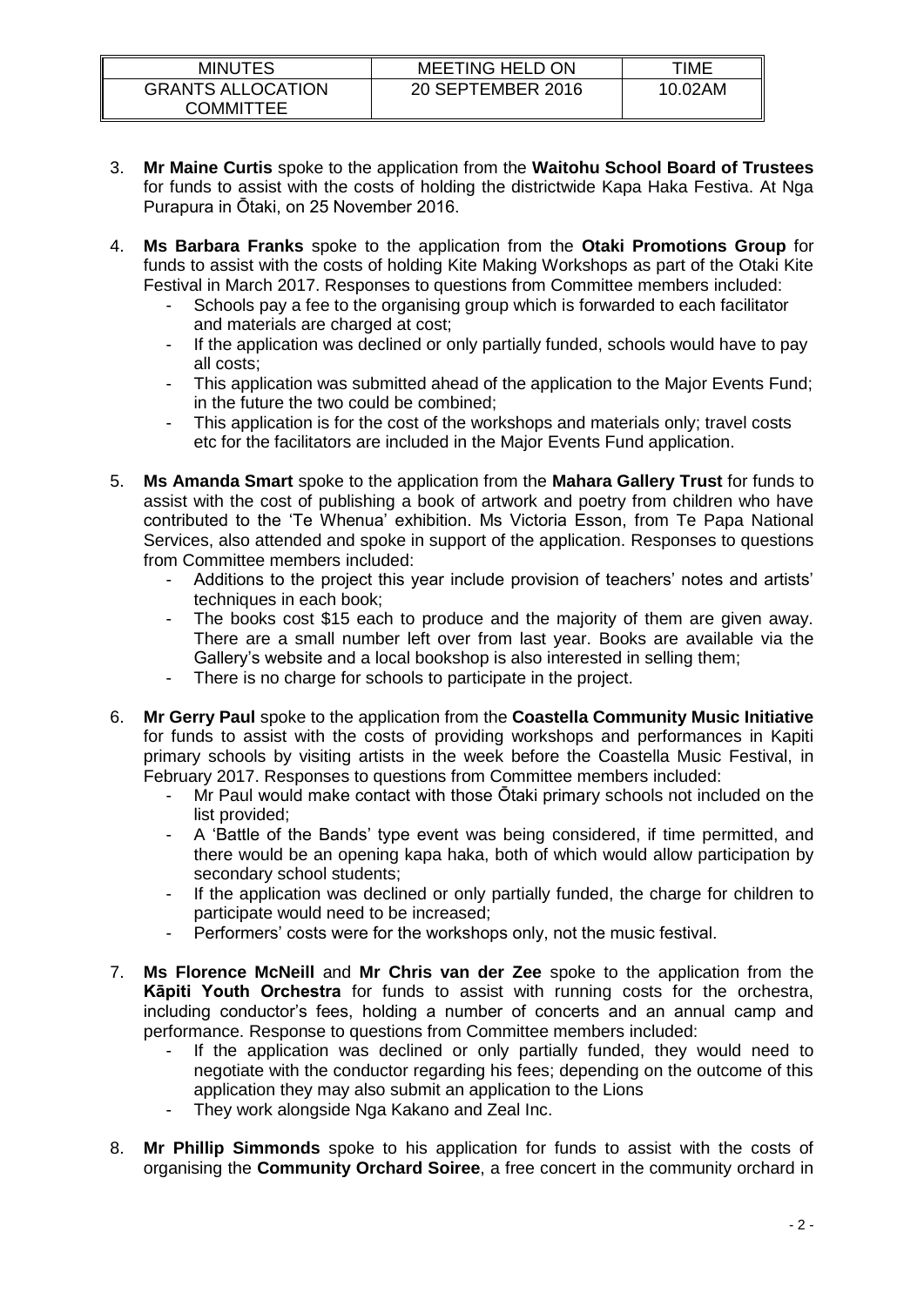| MINUTES | MEETING HELD ON | TIME |
|---|---|---|
| GRANTS ALLOCATION COMMITTEE | 20 SEPTEMBER 2016 | 10.02AM |

3. **Mr Maine Curtis** spoke to the application from the **Waitohu School Board of Trustees** for funds to assist with the costs of holding the districtwide Kapa Haka Festiva. At Nga Purapura in Ōtaki, on 25 November 2016.

4. **Ms Barbara Franks** spoke to the application from the **Otaki Promotions Group** for funds to assist with the costs of holding Kite Making Workshops as part of the Otaki Kite Festival in March 2017. Responses to questions from Committee members included:
   - Schools pay a fee to the organising group which is forwarded to each facilitator and materials are charged at cost;
   - If the application was declined or only partially funded, schools would have to pay all costs;
   - This application was submitted ahead of the application to the Major Events Fund; in the future the two could be combined;
   - This application is for the cost of the workshops and materials only; travel costs etc for the facilitators are included in the Major Events Fund application.

5. **Ms Amanda Smart** spoke to the application from the **Mahara Gallery Trust** for funds to assist with the cost of publishing a book of artwork and poetry from children who have contributed to the 'Te Whenua' exhibition. Ms Victoria Esson, from Te Papa National Services, also attended and spoke in support of the application. Responses to questions from Committee members included:
   - Additions to the project this year include provision of teachers' notes and artists' techniques in each book;
   - The books cost $15 each to produce and the majority of them are given away. There are a small number left over from last year. Books are available via the Gallery's website and a local bookshop is also interested in selling them;
   - There is no charge for schools to participate in the project.

6. **Mr Gerry Paul** spoke to the application from the **Coastella Community Music Initiative** for funds to assist with the costs of providing workshops and performances in Kapiti primary schools by visiting artists in the week before the Coastella Music Festival, in February 2017. Responses to questions from Committee members included:
   - Mr Paul would make contact with those Ōtaki primary schools not included on the list provided;
   - A 'Battle of the Bands' type event was being considered, if time permitted, and there would be an opening kapa haka, both of which would allow participation by secondary school students;
   - If the application was declined or only partially funded, the charge for children to participate would need to be increased;
   - Performers' costs were for the workshops only, not the music festival.

7. **Ms Florence McNeill** and **Mr Chris van der Zee** spoke to the application from the **Kāpiti Youth Orchestra** for funds to assist with running costs for the orchestra, including conductor's fees, holding a number of concerts and an annual camp and performance. Response to questions from Committee members included:
   - If the application was declined or only partially funded, they would need to negotiate with the conductor regarding his fees; depending on the outcome of this application they may also submit an application to the Lions
   - They work alongside Nga Kakano and Zeal Inc.

8. **Mr Phillip Simmonds** spoke to his application for funds to assist with the costs of organising the **Community Orchard Soiree**, a free concert in the community orchard in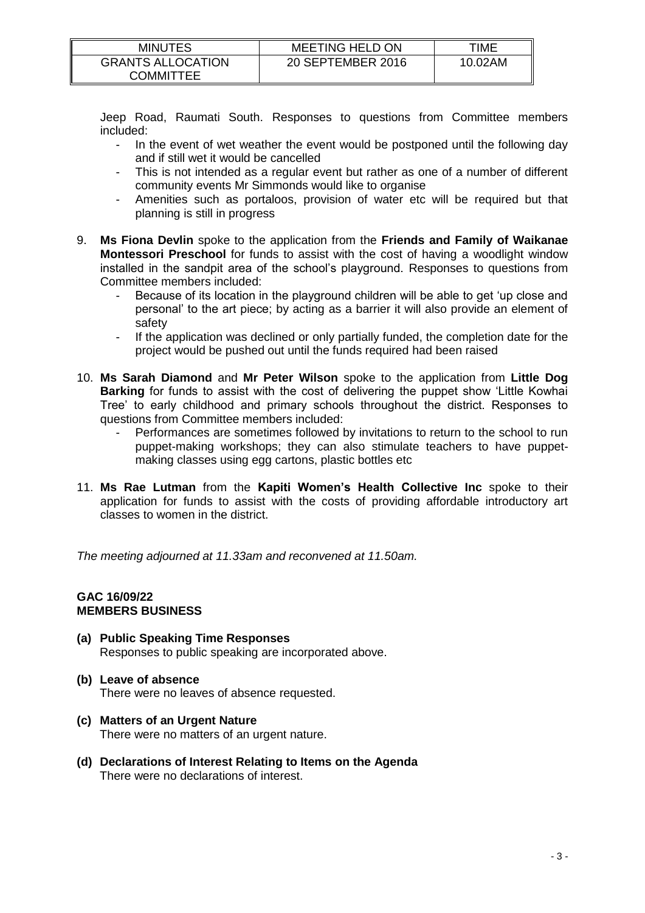Jeep Road, Raumati South. Responses to questions from Committee members included:

- In the event of wet weather the event would be postponed until the following day and if still wet it would be cancelled
- This is not intended as a regular event but rather as one of a number of different community events Mr Simmonds would like to organise
- Amenities such as portaloos, provision of water etc will be required but that planning is still in progress

9. **Ms Fiona Devlin** spoke to the application from the **Friends and Family of Waikanae Montessori Preschool** for funds to assist with the cost of having a woodlight window installed in the sandpit area of the school's playground. Responses to questions from Committee members included:
   - Because of its location in the playground children will be able to get 'up close and personal' to the art piece; by acting as a barrier it will also provide an element of safety
   - If the application was declined or only partially funded, the completion date for the project would be pushed out until the funds required had been raised

10. **Ms Sarah Diamond** and **Mr Peter Wilson** spoke to the application from **Little Dog Barking** for funds to assist with the cost of delivering the puppet show 'Little Kowhai Tree' to early childhood and primary schools throughout the district. Responses to questions from Committee members included:
    - Performances are sometimes followed by invitations to return to the school to run puppet-making workshops; they can also stimulate teachers to have puppet-making classes using egg cartons, plastic bottles etc

11. **Ms Rae Lutman** from the **Kapiti Women's Health Collective Inc** spoke to their application for funds to assist with the costs of providing affordable introductory art classes to women in the district.

*The meeting adjourned at 11.33am and reconvened at 11.50am.*

**GAC 16/09/22**
**MEMBERS BUSINESS**

**(a) Public Speaking Time Responses**
Responses to public speaking are incorporated above.

**(b) Leave of absence**
There were no leaves of absence requested.

**(c) Matters of an Urgent Nature**
There were no matters of an urgent nature.

**(d) Declarations of Interest Relating to Items on the Agenda**
There were no declarations of interest.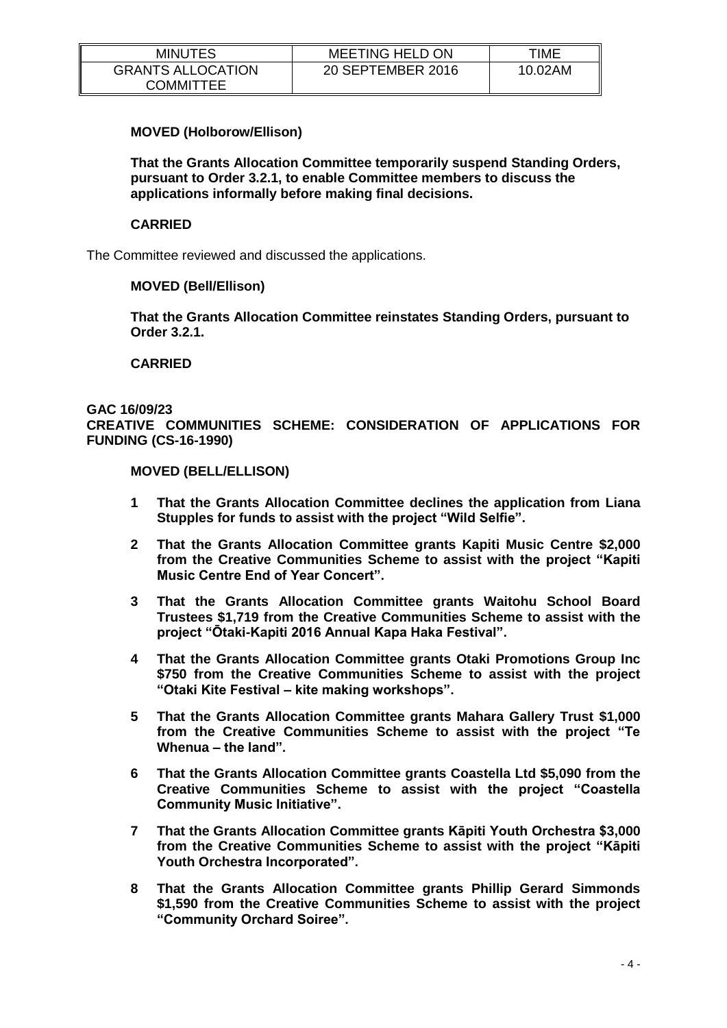**MOVED (Holborow/Ellison)**

**That the Grants Allocation Committee temporarily suspend Standing Orders, pursuant to Order 3.2.1, to enable Committee members to discuss the applications informally before making final decisions.**

**CARRIED**

The Committee reviewed and discussed the applications.

**MOVED (Bell/Ellison)**

**That the Grants Allocation Committee reinstates Standing Orders, pursuant to Order 3.2.1.**

**CARRIED**

**GAC 16/09/23**
**CREATIVE COMMUNITIES SCHEME: CONSIDERATION OF APPLICATIONS FOR FUNDING (CS-16-1990)**

**MOVED (BELL/ELLISON)**

1. **That the Grants Allocation Committee declines the application from Liana Stupples for funds to assist with the project "Wild Selfie".**
2. **That the Grants Allocation Committee grants Kapiti Music Centre $2,000 from the Creative Communities Scheme to assist with the project "Kapiti Music Centre End of Year Concert".**
3. **That the Grants Allocation Committee grants Waitohu School Board Trustees $1,719 from the Creative Communities Scheme to assist with the project "Ōtaki-Kapiti 2016 Annual Kapa Haka Festival".**
4. **That the Grants Allocation Committee grants Otaki Promotions Group Inc $750 from the Creative Communities Scheme to assist with the project "Otaki Kite Festival – kite making workshops".**
5. **That the Grants Allocation Committee grants Mahara Gallery Trust $1,000 from the Creative Communities Scheme to assist with the project "Te Whenua – the land".**
6. **That the Grants Allocation Committee grants Coastella Ltd $5,090 from the Creative Communities Scheme to assist with the project "Coastella Community Music Initiative".**
7. **That the Grants Allocation Committee grants Kāpiti Youth Orchestra $3,000 from the Creative Communities Scheme to assist with the project "Kāpiti Youth Orchestra Incorporated".**
8. **That the Grants Allocation Committee grants Phillip Gerard Simmonds $1,590 from the Creative Communities Scheme to assist with the project "Community Orchard Soiree".**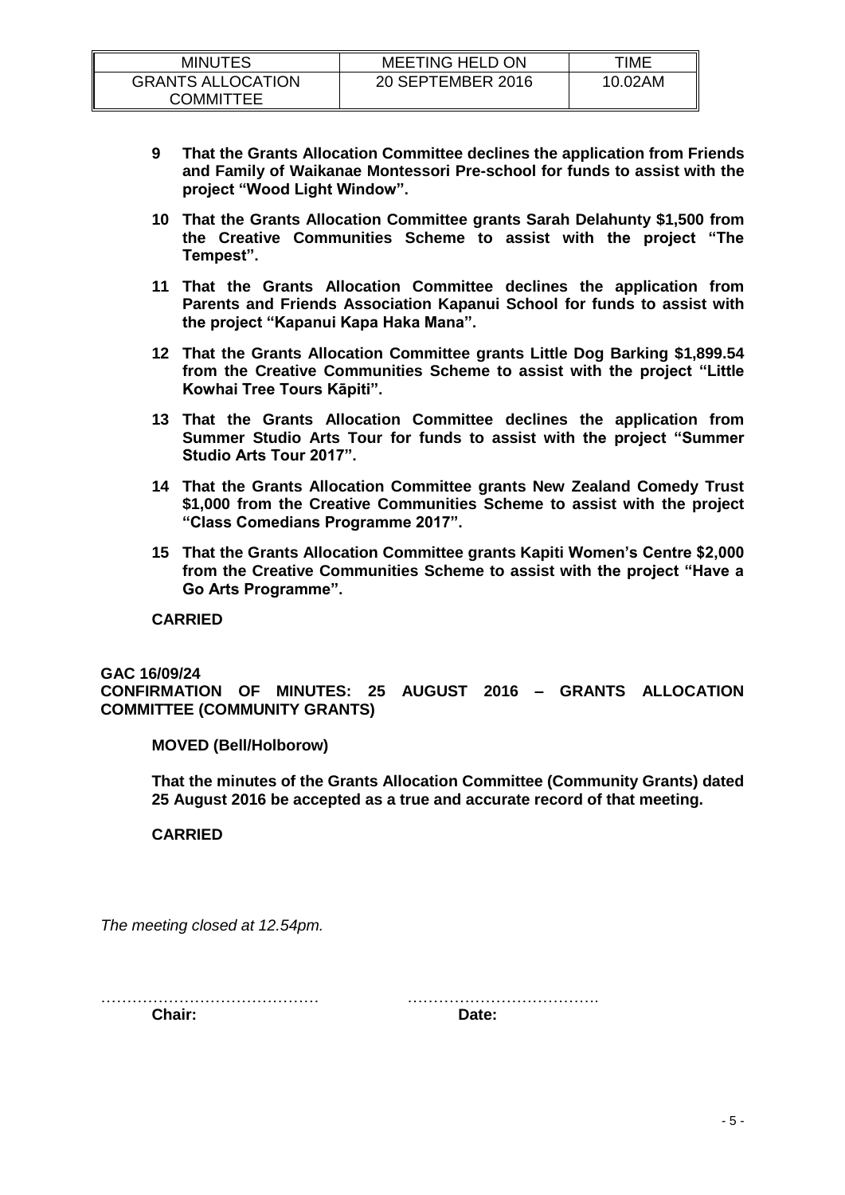**9 That the Grants Allocation Committee declines the application from Friends and Family of Waikanae Montessori Pre-school for funds to assist with the project "Wood Light Window".**

**10 That the Grants Allocation Committee grants Sarah Delahunty $1,500 from the Creative Communities Scheme to assist with the project "The Tempest".**

**11 That the Grants Allocation Committee declines the application from Parents and Friends Association Kapanui School for funds to assist with the project "Kapanui Kapa Haka Mana".**

**12 That the Grants Allocation Committee grants Little Dog Barking $1,899.54 from the Creative Communities Scheme to assist with the project "Little Kowhai Tree Tours Kāpiti".**

**13 That the Grants Allocation Committee declines the application from Summer Studio Arts Tour for funds to assist with the project "Summer Studio Arts Tour 2017".**

**14 That the Grants Allocation Committee grants New Zealand Comedy Trust $1,000 from the Creative Communities Scheme to assist with the project "Class Comedians Programme 2017".**

**15 That the Grants Allocation Committee grants Kapiti Women's Centre $2,000 from the Creative Communities Scheme to assist with the project "Have a Go Arts Programme".**

**CARRIED**

**GAC 16/09/24**
**CONFIRMATION OF MINUTES: 25 AUGUST 2016 – GRANTS ALLOCATION COMMITTEE (COMMUNITY GRANTS)**

**MOVED (Bell/Holborow)**

**That the minutes of the Grants Allocation Committee (Community Grants) dated 25 August 2016 be accepted as a true and accurate record of that meeting.**

**CARRIED**

*The meeting closed at 12.54pm.*

…………………………………… ……………………………….
**Chair:** **Date:**